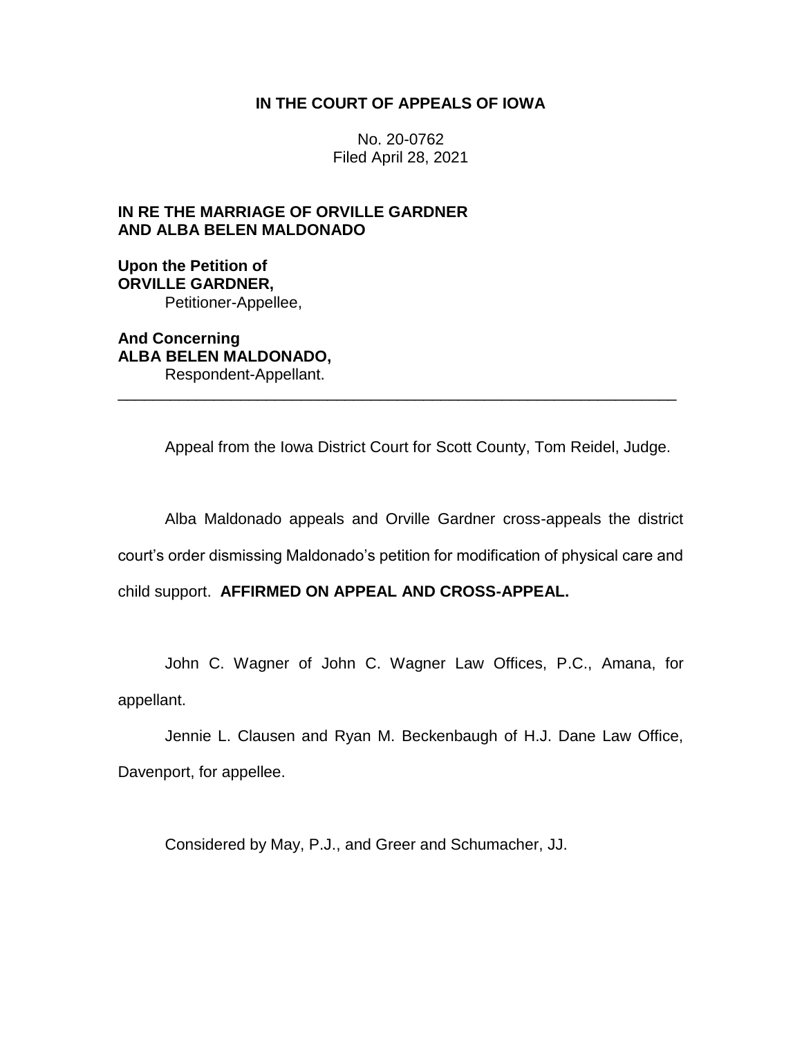# IN THE COURT OF APPEALS OF IOWA

No. 20-0762
Filed April 28, 2021

**IN RE THE MARRIAGE OF ORVILLE GARDNER AND ALBA BELEN MALDONADO**

**Upon the Petition of**
**ORVILLE GARDNER,**
Petitioner-Appellee,

**And Concerning**
**ALBA BELEN MALDONADO,**
Respondent-Appellant.

---

Appeal from the Iowa District Court for Scott County, Tom Reidel, Judge.

Alba Maldonado appeals and Orville Gardner cross-appeals the district court's order dismissing Maldonado's petition for modification of physical care and child support. **AFFIRMED ON APPEAL AND CROSS-APPEAL.**

John C. Wagner of John C. Wagner Law Offices, P.C., Amana, for appellant.

Jennie L. Clausen and Ryan M. Beckenbaugh of H.J. Dane Law Office, Davenport, for appellee.

Considered by May, P.J., and Greer and Schumacher, JJ.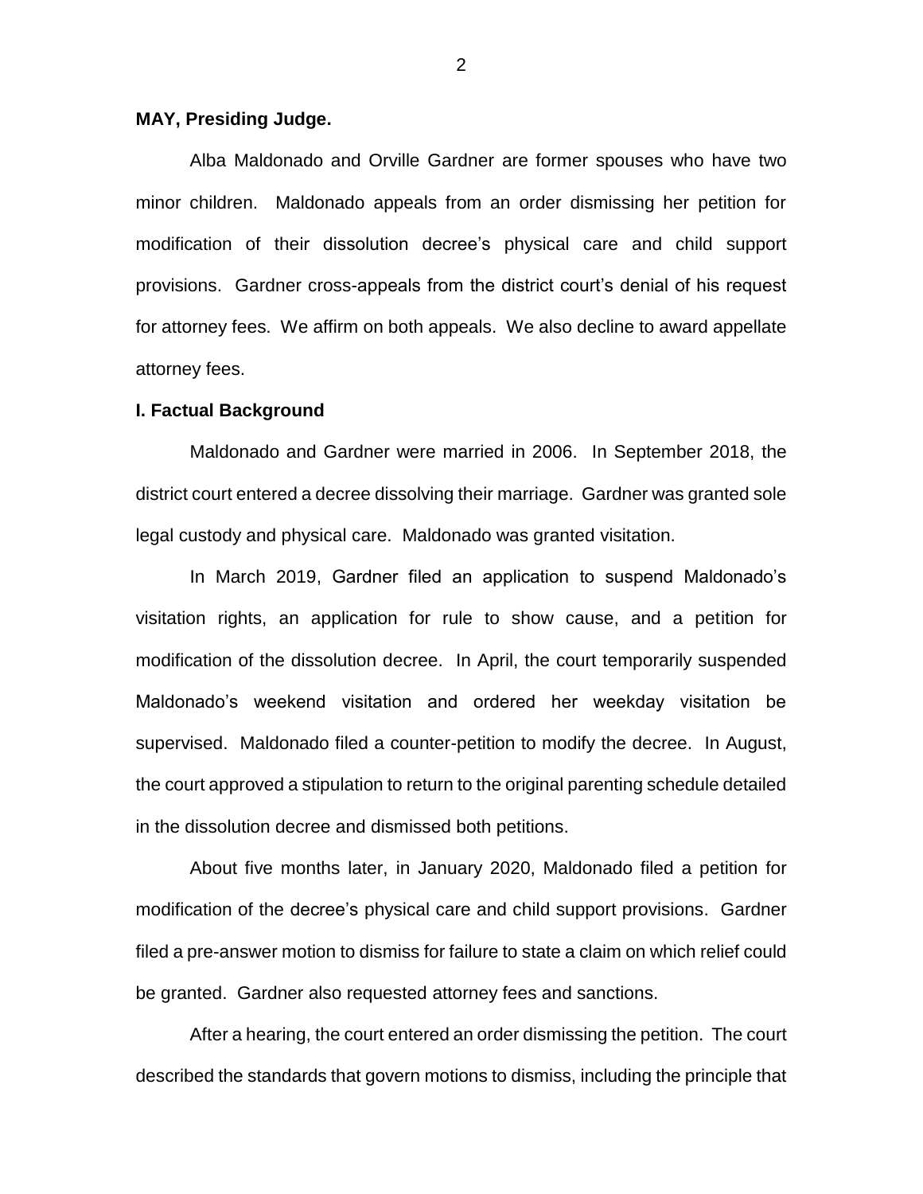**MAY, Presiding Judge.**

Alba Maldonado and Orville Gardner are former spouses who have two minor children. Maldonado appeals from an order dismissing her petition for modification of their dissolution decree's physical care and child support provisions. Gardner cross-appeals from the district court's denial of his request for attorney fees. We affirm on both appeals. We also decline to award appellate attorney fees.

**I. Factual Background**

Maldonado and Gardner were married in 2006. In September 2018, the district court entered a decree dissolving their marriage. Gardner was granted sole legal custody and physical care. Maldonado was granted visitation.

In March 2019, Gardner filed an application to suspend Maldonado's visitation rights, an application for rule to show cause, and a petition for modification of the dissolution decree. In April, the court temporarily suspended Maldonado's weekend visitation and ordered her weekday visitation be supervised. Maldonado filed a counter-petition to modify the decree. In August, the court approved a stipulation to return to the original parenting schedule detailed in the dissolution decree and dismissed both petitions.

About five months later, in January 2020, Maldonado filed a petition for modification of the decree's physical care and child support provisions. Gardner filed a pre-answer motion to dismiss for failure to state a claim on which relief could be granted. Gardner also requested attorney fees and sanctions.

After a hearing, the court entered an order dismissing the petition. The court described the standards that govern motions to dismiss, including the principle that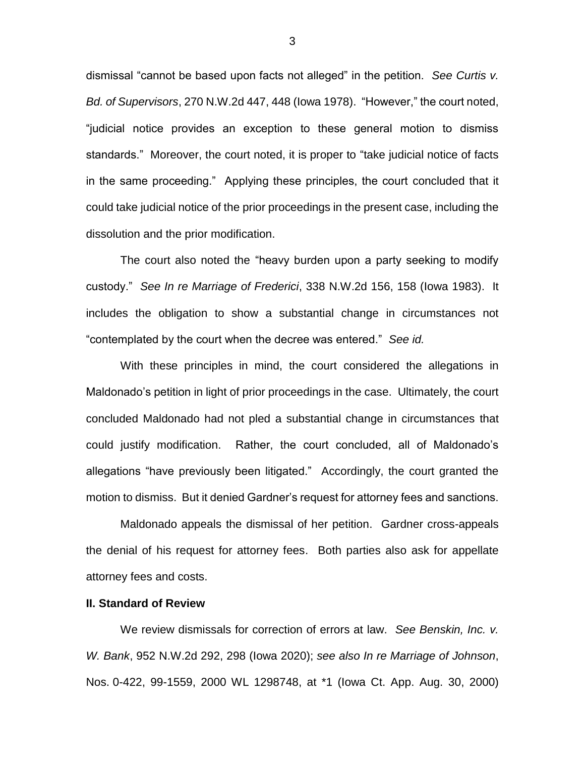dismissal "cannot be based upon facts not alleged" in the petition. *See Curtis v. Bd. of Supervisors*, 270 N.W.2d 447, 448 (Iowa 1978). "However," the court noted, "judicial notice provides an exception to these general motion to dismiss standards." Moreover, the court noted, it is proper to "take judicial notice of facts in the same proceeding." Applying these principles, the court concluded that it could take judicial notice of the prior proceedings in the present case, including the dissolution and the prior modification.

The court also noted the "heavy burden upon a party seeking to modify custody." *See In re Marriage of Frederici*, 338 N.W.2d 156, 158 (Iowa 1983). It includes the obligation to show a substantial change in circumstances not "contemplated by the court when the decree was entered." *See id.*

With these principles in mind, the court considered the allegations in Maldonado's petition in light of prior proceedings in the case. Ultimately, the court concluded Maldonado had not pled a substantial change in circumstances that could justify modification. Rather, the court concluded, all of Maldonado's allegations "have previously been litigated." Accordingly, the court granted the motion to dismiss. But it denied Gardner's request for attorney fees and sanctions.

Maldonado appeals the dismissal of her petition. Gardner cross-appeals the denial of his request for attorney fees. Both parties also ask for appellate attorney fees and costs.

**II. Standard of Review**

We review dismissals for correction of errors at law. *See Benskin, Inc. v. W. Bank*, 952 N.W.2d 292, 298 (Iowa 2020); *see also In re Marriage of Johnson*, Nos. 0-422, 99-1559, 2000 WL 1298748, at *1 (Iowa Ct. App. Aug. 30, 2000)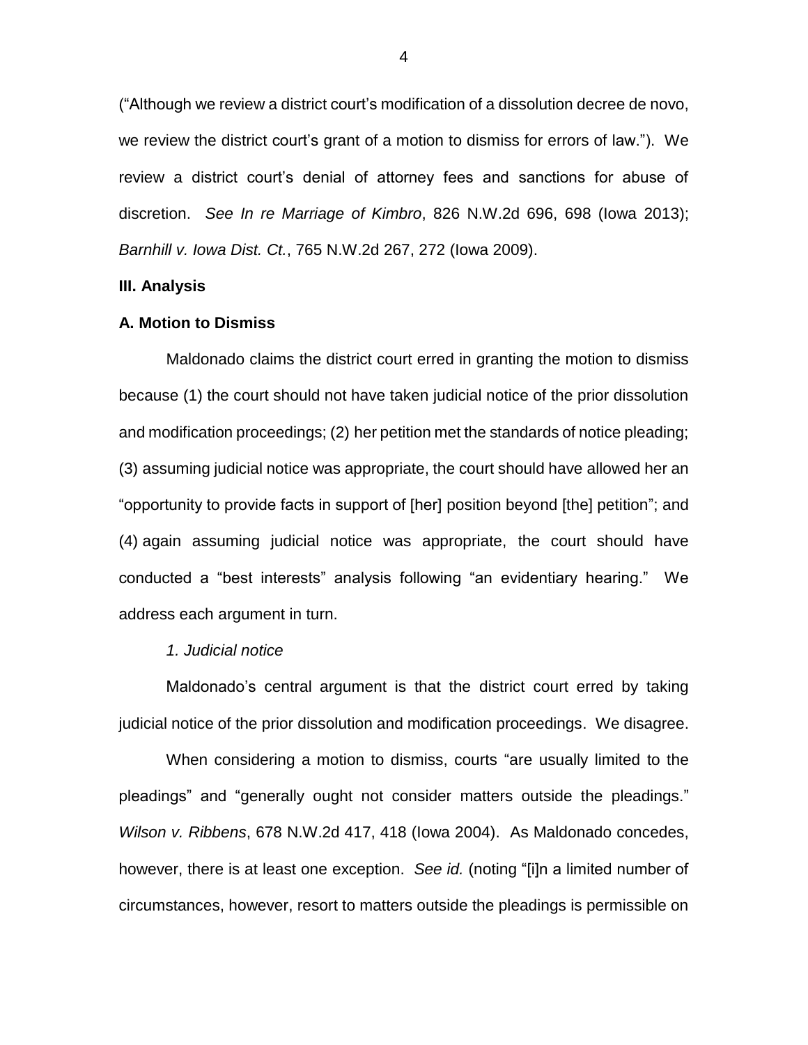("Although we review a district court's modification of a dissolution decree de novo, we review the district court's grant of a motion to dismiss for errors of law."). We review a district court's denial of attorney fees and sanctions for abuse of discretion. *See In re Marriage of Kimbro*, 826 N.W.2d 696, 698 (Iowa 2013); *Barnhill v. Iowa Dist. Ct.*, 765 N.W.2d 267, 272 (Iowa 2009).

**III. Analysis**

**A. Motion to Dismiss**

Maldonado claims the district court erred in granting the motion to dismiss because (1) the court should not have taken judicial notice of the prior dissolution and modification proceedings; (2) her petition met the standards of notice pleading; (3) assuming judicial notice was appropriate, the court should have allowed her an "opportunity to provide facts in support of [her] position beyond [the] petition"; and (4) again assuming judicial notice was appropriate, the court should have conducted a "best interests" analysis following "an evidentiary hearing." We address each argument in turn.

*1. Judicial notice*

Maldonado's central argument is that the district court erred by taking judicial notice of the prior dissolution and modification proceedings. We disagree.

When considering a motion to dismiss, courts "are usually limited to the pleadings" and "generally ought not consider matters outside the pleadings." *Wilson v. Ribbens*, 678 N.W.2d 417, 418 (Iowa 2004). As Maldonado concedes, however, there is at least one exception. *See id.* (noting "[i]n a limited number of circumstances, however, resort to matters outside the pleadings is permissible on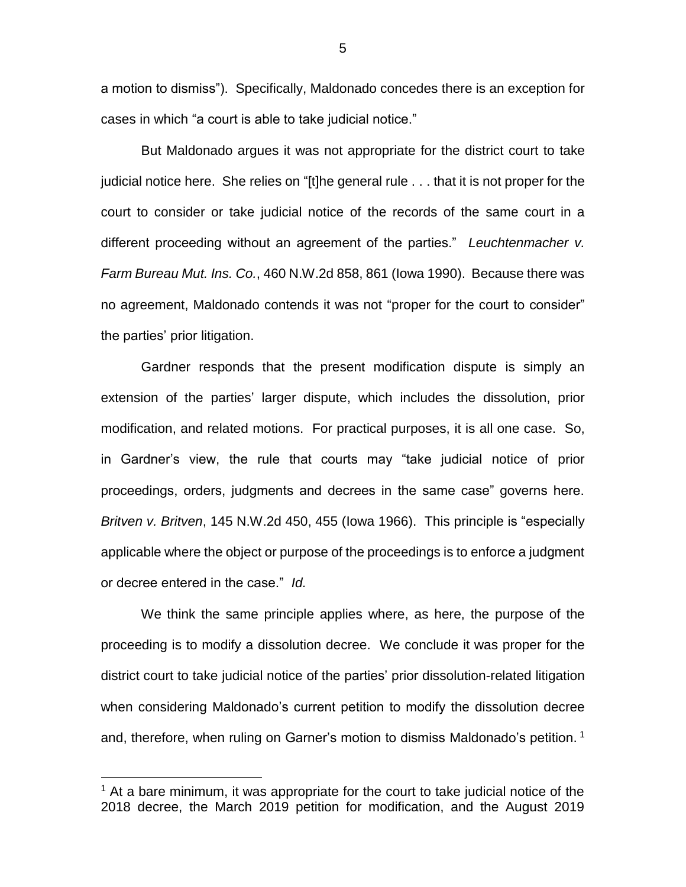a motion to dismiss"). Specifically, Maldonado concedes there is an exception for cases in which "a court is able to take judicial notice."

But Maldonado argues it was not appropriate for the district court to take judicial notice here. She relies on "[t]he general rule . . . that it is not proper for the court to consider or take judicial notice of the records of the same court in a different proceeding without an agreement of the parties." *Leuchtenmacher v. Farm Bureau Mut. Ins. Co.*, 460 N.W.2d 858, 861 (Iowa 1990). Because there was no agreement, Maldonado contends it was not "proper for the court to consider" the parties' prior litigation.

Gardner responds that the present modification dispute is simply an extension of the parties' larger dispute, which includes the dissolution, prior modification, and related motions. For practical purposes, it is all one case. So, in Gardner's view, the rule that courts may "take judicial notice of prior proceedings, orders, judgments and decrees in the same case" governs here. *Britven v. Britven*, 145 N.W.2d 450, 455 (Iowa 1966). This principle is "especially applicable where the object or purpose of the proceedings is to enforce a judgment or decree entered in the case." *Id.*

We think the same principle applies where, as here, the purpose of the proceeding is to modify a dissolution decree. We conclude it was proper for the district court to take judicial notice of the parties' prior dissolution-related litigation when considering Maldonado's current petition to modify the dissolution decree and, therefore, when ruling on Garner's motion to dismiss Maldonado's petition. [1]

---

[1] At a bare minimum, it was appropriate for the court to take judicial notice of the 2018 decree, the March 2019 petition for modification, and the August 2019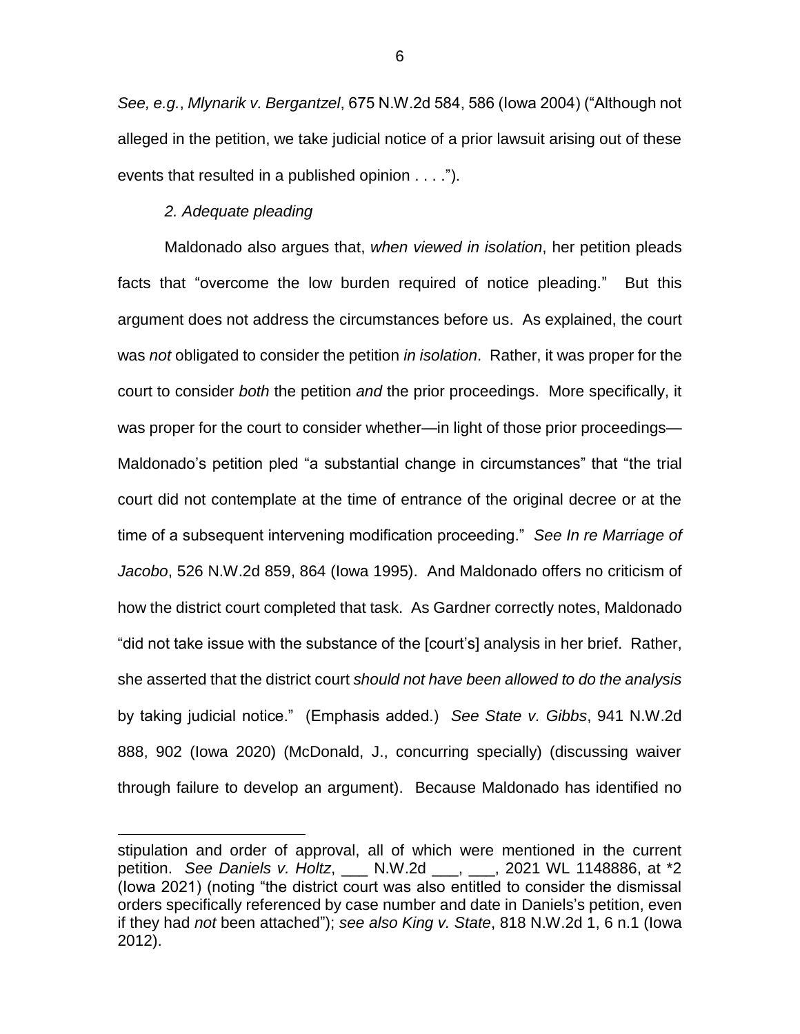*See, e.g.*, *Mlynarik v. Bergantzel*, 675 N.W.2d 584, 586 (Iowa 2004) ("Although not alleged in the petition, we take judicial notice of a prior lawsuit arising out of these events that resulted in a published opinion . . . .").

*2. Adequate pleading*

Maldonado also argues that, *when viewed in isolation*, her petition pleads facts that "overcome the low burden required of notice pleading." But this argument does not address the circumstances before us. As explained, the court was *not* obligated to consider the petition *in isolation*. Rather, it was proper for the court to consider *both* the petition *and* the prior proceedings. More specifically, it was proper for the court to consider whether—in light of those prior proceedings—Maldonado's petition pled "a substantial change in circumstances" that "the trial court did not contemplate at the time of entrance of the original decree or at the time of a subsequent intervening modification proceeding." *See In re Marriage of Jacobo*, 526 N.W.2d 859, 864 (Iowa 1995). And Maldonado offers no criticism of how the district court completed that task. As Gardner correctly notes, Maldonado "did not take issue with the substance of the [court's] analysis in her brief. Rather, she asserted that the district court *should not have been allowed to do the analysis* by taking judicial notice." (Emphasis added.) *See State v. Gibbs*, 941 N.W.2d 888, 902 (Iowa 2020) (McDonald, J., concurring specially) (discussing waiver through failure to develop an argument). Because Maldonado has identified no

---

stipulation and order of approval, all of which were mentioned in the current petition. *See Daniels v. Holtz*, ___ N.W.2d ___, ___, 2021 WL 1148886, at *2 (Iowa 2021) (noting "the district court was also entitled to consider the dismissal orders specifically referenced by case number and date in Daniels's petition, even if they had *not* been attached"); *see also King v. State*, 818 N.W.2d 1, 6 n.1 (Iowa 2012).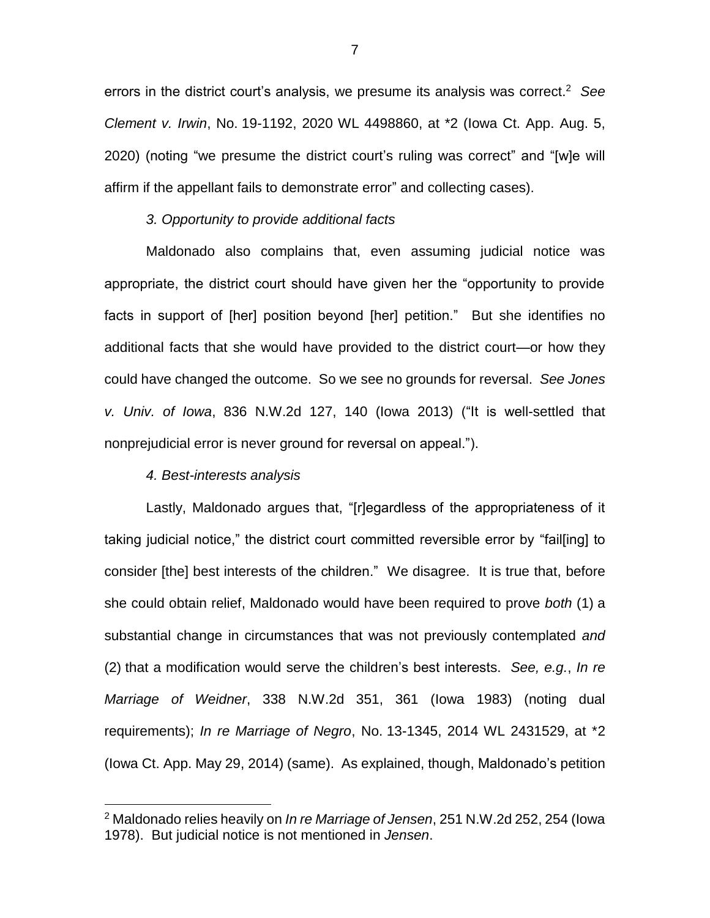errors in the district court's analysis, we presume its analysis was correct.[2] *See Clement v. Irwin*, No. 19-1192, 2020 WL 4498860, at *2 (Iowa Ct. App. Aug. 5, 2020) (noting "we presume the district court's ruling was correct" and "[w]e will affirm if the appellant fails to demonstrate error" and collecting cases).

*3. Opportunity to provide additional facts*

Maldonado also complains that, even assuming judicial notice was appropriate, the district court should have given her the "opportunity to provide facts in support of [her] position beyond [her] petition." But she identifies no additional facts that she would have provided to the district court—or how they could have changed the outcome. So we see no grounds for reversal. *See Jones v. Univ. of Iowa*, 836 N.W.2d 127, 140 (Iowa 2013) ("It is well-settled that nonprejudicial error is never ground for reversal on appeal.").

*4. Best-interests analysis*

Lastly, Maldonado argues that, "[r]egardless of the appropriateness of it taking judicial notice," the district court committed reversible error by "fail[ing] to consider [the] best interests of the children." We disagree. It is true that, before she could obtain relief, Maldonado would have been required to prove *both* (1) a substantial change in circumstances that was not previously contemplated *and* (2) that a modification would serve the children's best interests. *See, e.g.*, *In re Marriage of Weidner*, 338 N.W.2d 351, 361 (Iowa 1983) (noting dual requirements); *In re Marriage of Negro*, No. 13-1345, 2014 WL 2431529, at *2 (Iowa Ct. App. May 29, 2014) (same). As explained, though, Maldonado's petition

---

[2] Maldonado relies heavily on *In re Marriage of Jensen*, 251 N.W.2d 252, 254 (Iowa 1978). But judicial notice is not mentioned in *Jensen*.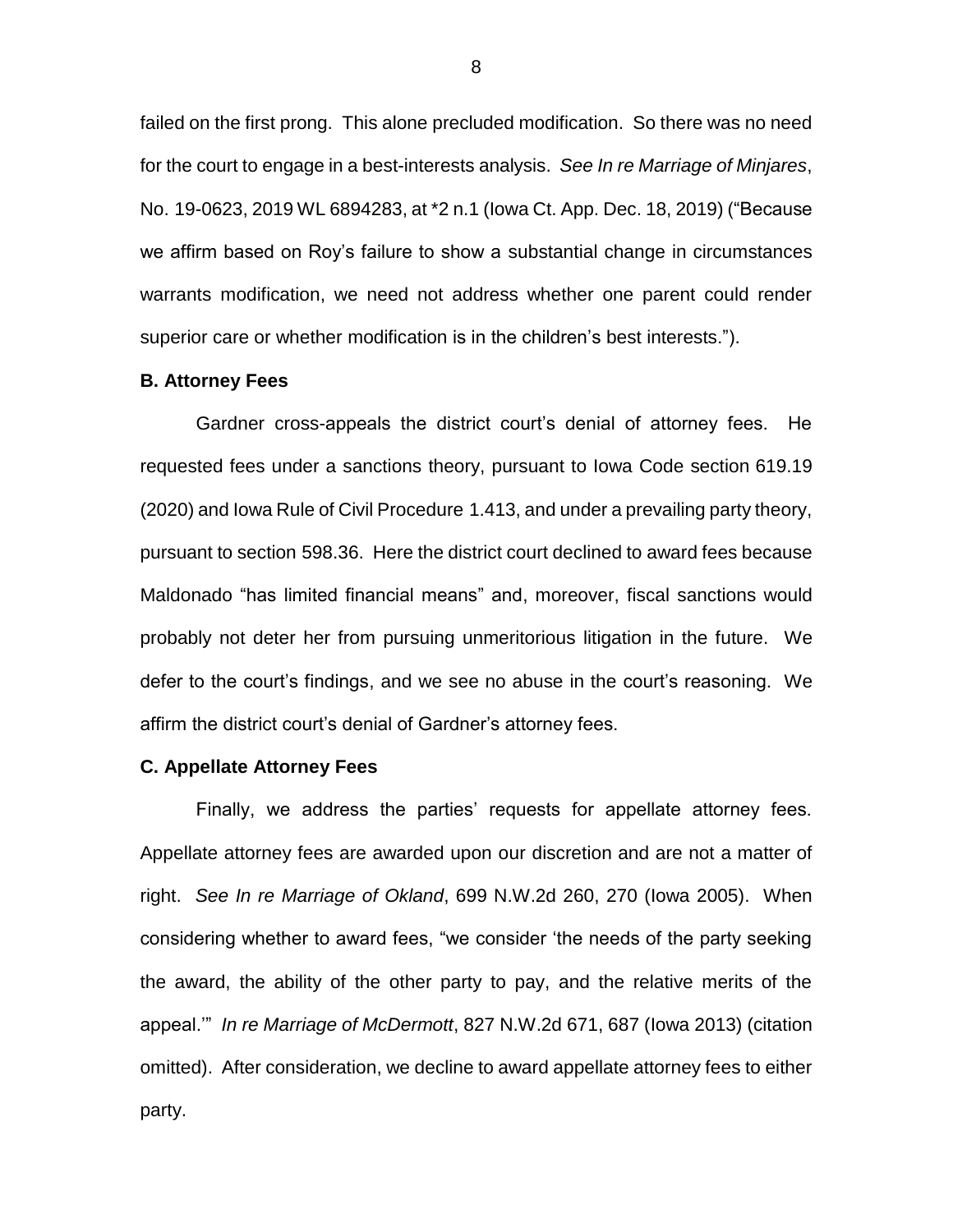failed on the first prong. This alone precluded modification. So there was no need for the court to engage in a best-interests analysis. *See In re Marriage of Minjares*, No. 19-0623, 2019 WL 6894283, at *2 n.1 (Iowa Ct. App. Dec. 18, 2019) ("Because we affirm based on Roy's failure to show a substantial change in circumstances warrants modification, we need not address whether one parent could render superior care or whether modification is in the children's best interests.").

**B. Attorney Fees**

Gardner cross-appeals the district court's denial of attorney fees. He requested fees under a sanctions theory, pursuant to Iowa Code section 619.19 (2020) and Iowa Rule of Civil Procedure 1.413, and under a prevailing party theory, pursuant to section 598.36. Here the district court declined to award fees because Maldonado "has limited financial means" and, moreover, fiscal sanctions would probably not deter her from pursuing unmeritorious litigation in the future. We defer to the court's findings, and we see no abuse in the court's reasoning. We affirm the district court's denial of Gardner's attorney fees.

**C. Appellate Attorney Fees**

Finally, we address the parties' requests for appellate attorney fees. Appellate attorney fees are awarded upon our discretion and are not a matter of right. *See In re Marriage of Okland*, 699 N.W.2d 260, 270 (Iowa 2005). When considering whether to award fees, "we consider 'the needs of the party seeking the award, the ability of the other party to pay, and the relative merits of the appeal.'" *In re Marriage of McDermott*, 827 N.W.2d 671, 687 (Iowa 2013) (citation omitted). After consideration, we decline to award appellate attorney fees to either party.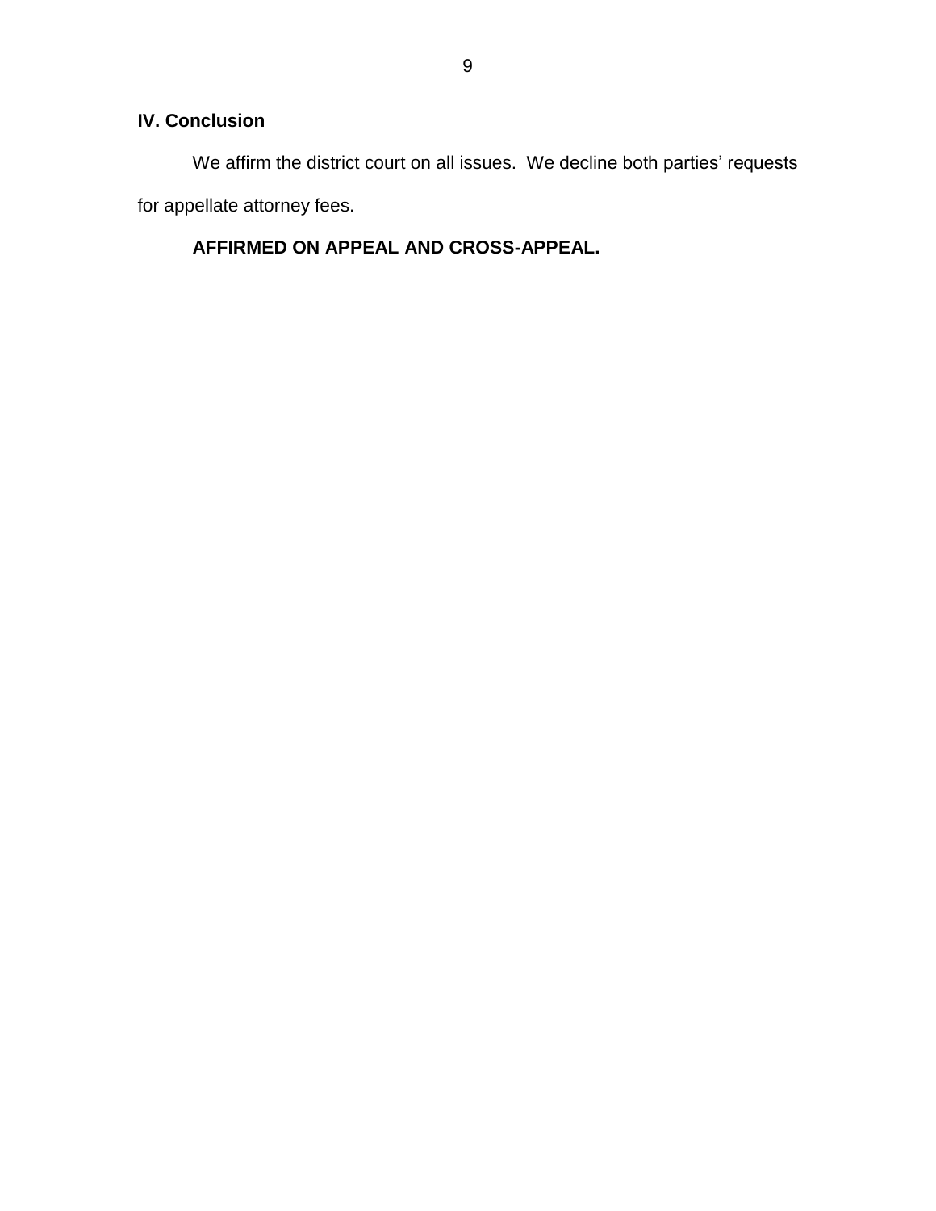## IV. Conclusion

We affirm the district court on all issues. We decline both parties' requests for appellate attorney fees.

**AFFIRMED ON APPEAL AND CROSS-APPEAL.**